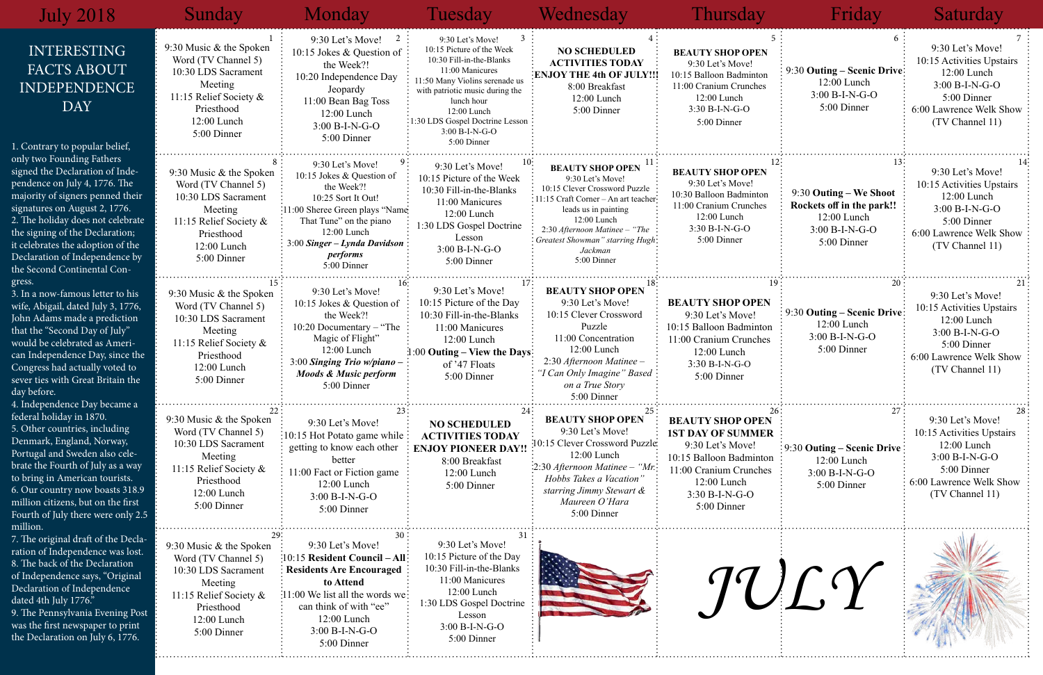# July 2018

## INTERESTING FACTS ABOUT INDEPENDENCE DAY

1. Contrary to popular belief, only two Founding Fathers signed the Declaration of Independence on July 4, 1776. The majority of signers penned their signatures on August 2, 1776.
2. The holiday does not celebrate the signing of the Declaration; it celebrates the adoption of the Declaration of Independence by the Second Continental Congress.
3. In a now-famous letter to his wife, Abigail, dated July 3, 1776, John Adams made a prediction that the "Second Day of July" would be celebrated as American Independence Day, since the Congress had actually voted to sever ties with Great Britain the day before.
4. Independence Day became a federal holiday in 1870.
5. Other countries, including Denmark, England, Norway, Portugal and Sweden also celebrate the Fourth of July as a way to bring in American tourists.
6. Our country now boasts 318.9 million citizens, but on the first Fourth of July there were only 2.5 million.
7. The original draft of the Declaration of Independence was lost.
8. The back of the Declaration of Independence says, "Original Declaration of Independence dated 4th July 1776."
9. The Pennsylvania Evening Post was the first newspaper to print the Declaration on July 6, 1776.

| Sunday | Monday | Tuesday | Wednesday | Thursday | Friday | Saturday |
|---|---|---|---|---|---|---|
| **1**<br>9:30 Music & the Spoken Word (TV Channel 5)<br>10:30 LDS Sacrament Meeting<br>11:15 Relief Society & Priesthood<br>12:00 Lunch<br>5:00 Dinner | **2**<br>9:30 Let's Move!<br>10:15 Jokes & Question of the Week?!<br>10:20 Independence Day Jeopardy<br>11:00 Bean Bag Toss<br>12:00 Lunch<br>3:00 B-I-N-G-O<br>5:00 Dinner | **3**<br>9:30 Let's Move!<br>10:15 Picture of the Week<br>10:30 Fill-in-the-Blanks<br>11:00 Manicures<br>11:50 Many Violins serenade us with patriotic music during the lunch hour<br>12:00 Lunch<br>1:30 LDS Gospel Doctrine Lesson<br>3:00 B-I-N-G-O<br>5:00 Dinner | **4**<br>**NO SCHEDULED ACTIVITIES TODAY**<br>**ENJOY THE 4th OF JULY!!!**<br>8:00 Breakfast<br>12:00 Lunch<br>5:00 Dinner | **5**<br>**BEAUTY SHOP OPEN**<br>9:30 Let's Move!<br>10:15 Balloon Badminton<br>11:00 Cranium Crunches<br>12:00 Lunch<br>3:30 B-I-N-G-O<br>5:00 Dinner | **6**<br>9:30 **Outing – Scenic Drive**<br>12:00 Lunch<br>3:00 B-I-N-G-O<br>5:00 Dinner | **7**<br>9:30 Let's Move!<br>10:15 Activities Upstairs<br>12:00 Lunch<br>3:00 B-I-N-G-O<br>5:00 Dinner<br>6:00 Lawrence Welk Show (TV Channel 11) |
| **8**<br>9:30 Music & the Spoken Word (TV Channel 5)<br>10:30 LDS Sacrament Meeting<br>11:15 Relief Society & Priesthood<br>12:00 Lunch<br>5:00 Dinner | **9**<br>9:30 Let's Move!<br>10:15 Jokes & Question of the Week?!<br>10:25 Sort It Out!<br>11:00 Sheree Green plays "Name That Tune" on the piano<br>12:00 Lunch<br>3:00 ***Singer – Lynda Davidson performs***<br>5:00 Dinner | **10**<br>9:30 Let's Move!<br>10:15 Picture of the Week<br>10:30 Fill-in-the-Blanks<br>11:00 Manicures<br>12:00 Lunch<br>1:30 LDS Gospel Doctrine Lesson<br>3:00 B-I-N-G-O<br>5:00 Dinner | **11**<br>**BEAUTY SHOP OPEN**<br>9:30 Let's Move!<br>10:15 Clever Crossword Puzzle<br>11:15 Craft Corner – An art teacher leads us in painting<br>12:00 Lunch<br>2:30 *Afternoon Matinee – "The Greatest Showman" starring Hugh Jackman*<br>5:00 Dinner | **12**<br>**BEAUTY SHOP OPEN**<br>9:30 Let's Move!<br>10:30 Balloon Badminton<br>11:00 Cranium Crunches<br>12:00 Lunch<br>3:30 B-I-N-G-O<br>5:00 Dinner | **13**<br>9:30 **Outing – We Shoot Rockets off in the park!!**<br>12:00 Lunch<br>3:00 B-I-N-G-O<br>5:00 Dinner | **14**<br>9:30 Let's Move!<br>10:15 Activities Upstairs<br>12:00 Lunch<br>3:00 B-I-N-G-O<br>5:00 Dinner<br>6:00 Lawrence Welk Show (TV Channel 11) |
| **15**<br>9:30 Music & the Spoken Word (TV Channel 5)<br>10:30 LDS Sacrament Meeting<br>11:15 Relief Society & Priesthood<br>12:00 Lunch<br>5:00 Dinner | **16**<br>9:30 Let's Move!<br>10:15 Jokes & Question of the Week?!<br>10:20 Documentary – "The Magic of Flight"<br>12:00 Lunch<br>3:00 ***Singing Trio w/piano – Moods & Music perform***<br>5:00 Dinner | **17**<br>9:30 Let's Move!<br>10:15 Picture of the Day<br>10:30 Fill-in-the-Blanks<br>11:00 Manicures<br>12:00 Lunch<br>1:00 **Outing – View the Days of '47 Floats**<br>5:00 Dinner | **18**<br>**BEAUTY SHOP OPEN**<br>9:30 Let's Move!<br>10:15 Clever Crossword Puzzle<br>11:00 Concentration<br>12:00 Lunch<br>2:30 *Afternoon Matinee – "I Can Only Imagine" Based on a True Story*<br>5:00 Dinner | **19**<br>**BEAUTY SHOP OPEN**<br>9:30 Let's Move!<br>10:15 Balloon Badminton<br>11:00 Cranium Crunches<br>12:00 Lunch<br>3:30 B-I-N-G-O<br>5:00 Dinner | **20**<br>9:30 **Outing – Scenic Drive**<br>12:00 Lunch<br>3:00 B-I-N-G-O<br>5:00 Dinner | **21**<br>9:30 Let's Move!<br>10:15 Activities Upstairs<br>12:00 Lunch<br>3:00 B-I-N-G-O<br>5:00 Dinner<br>6:00 Lawrence Welk Show (TV Channel 11) |
| **22**<br>9:30 Music & the Spoken Word (TV Channel 5)<br>10:30 LDS Sacrament Meeting<br>11:15 Relief Society & Priesthood<br>12:00 Lunch<br>5:00 Dinner | **23**<br>9:30 Let's Move!<br>10:15 Hot Potato game while getting to know each other better<br>11:00 Fact or Fiction game<br>12:00 Lunch<br>3:00 B-I-N-G-O<br>5:00 Dinner | **24**<br>**NO SCHEDULED ACTIVITIES TODAY**<br>**ENJOY PIONEER DAY!!**<br>8:00 Breakfast<br>12:00 Lunch<br>5:00 Dinner | **25**<br>**BEAUTY SHOP OPEN**<br>9:30 Let's Move!<br>10:15 Clever Crossword Puzzle<br>12:00 Lunch<br>2:30 *Afternoon Matinee – "Mr. Hobbs Takes a Vacation" starring Jimmy Stewart & Maureen O'Hara*<br>5:00 Dinner | **26**<br>**BEAUTY SHOP OPEN**<br>**1ST DAY OF SUMMER**<br>9:30 Let's Move!<br>10:15 Balloon Badminton<br>11:00 Cranium Crunches<br>12:00 Lunch<br>3:30 B-I-N-G-O<br>5:00 Dinner | **27**<br>9:30 **Outing – Scenic Drive**<br>12:00 Lunch<br>3:00 B-I-N-G-O<br>5:00 Dinner | **28**<br>9:30 Let's Move!<br>10:15 Activities Upstairs<br>12:00 Lunch<br>3:00 B-I-N-G-O<br>5:00 Dinner<br>6:00 Lawrence Welk Show (TV Channel 11) |
| **29**<br>9:30 Music & the Spoken Word (TV Channel 5)<br>10:30 LDS Sacrament Meeting<br>11:15 Relief Society & Priesthood<br>12:00 Lunch<br>5:00 Dinner | **30**<br>9:30 Let's Move!<br>10:15 **Resident Council – All Residents Are Encouraged to Attend**<br>11:00 We list all the words we can think of with "ee"<br>12:00 Lunch<br>3:00 B-I-N-G-O<br>5:00 Dinner | **31**<br>9:30 Let's Move!<br>10:15 Picture of the Day<br>10:30 Fill-in-the-Blanks<br>11:00 Manicures<br>12:00 Lunch<br>1:30 LDS Gospel Doctrine Lesson<br>3:00 B-I-N-G-O<br>5:00 Dinner | | JULY | | |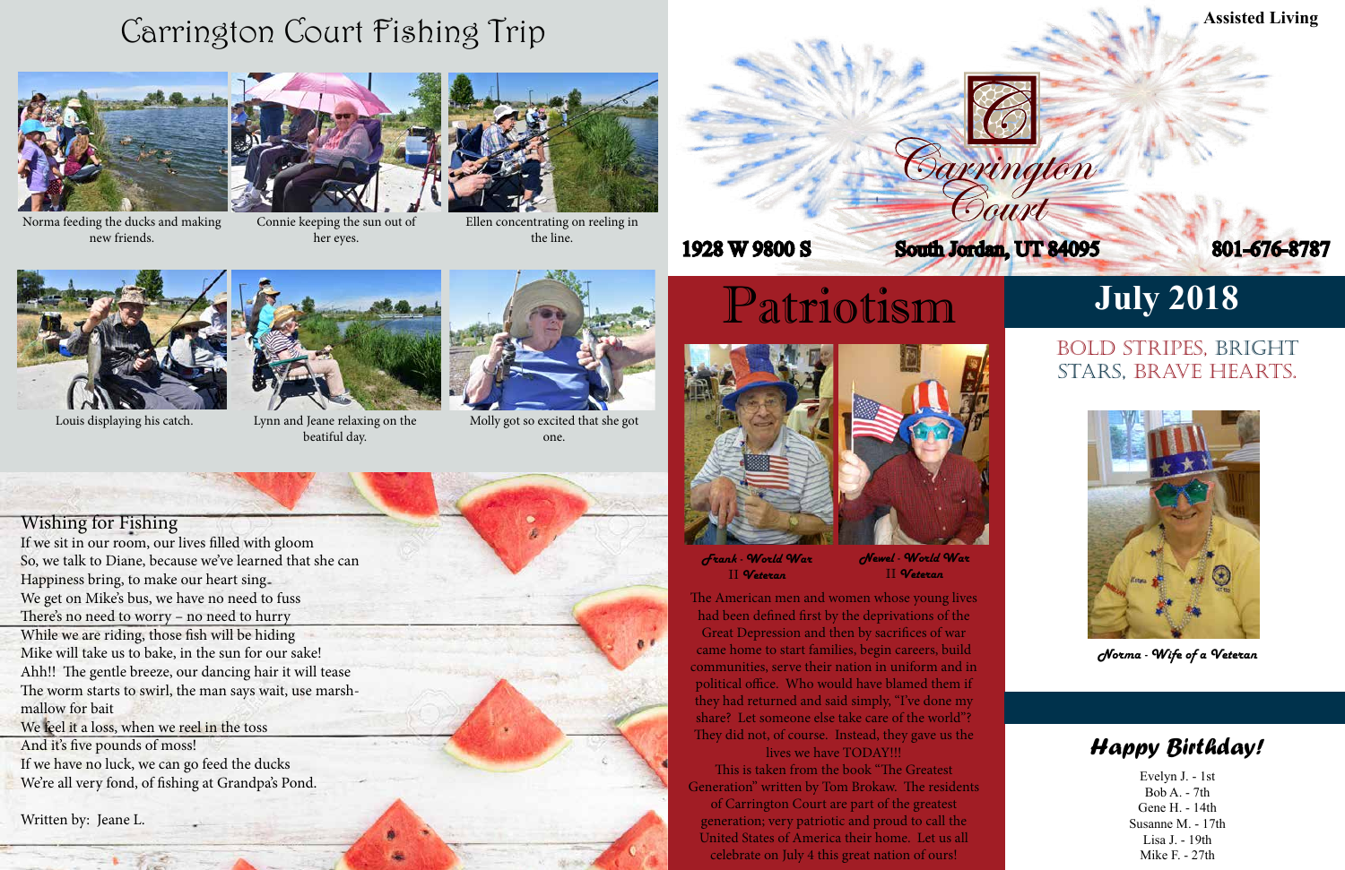# Carrington Court Fishing Trip

Norma feeding the ducks and making new friends.

Connie keeping the sun out of her eyes.

Ellen concentrating on reeling in the line.

Louis displaying his catch.

Lynn and Jeane relaxing on the beatiful day.

Molly got so excited that she got one.

## Wishing for Fishing

If we sit in our room, our lives filled with gloom
So, we talk to Diane, because we've learned that she can
Happiness bring, to make our heart sing.
We get on Mike's bus, we have no need to fuss
There's no need to worry – no need to hurry
While we are riding, those fish will be hiding
Mike will take us to bake, in the sun for our sake!
Ahh!! The gentle breeze, our dancing hair it will tease
The worm starts to swirl, the man says wait, use marsh-mallow for bait
We feel it a loss, when we reel in the toss
And it's five pounds of moss!
If we have no luck, we can go feed the ducks
We're all very fond, of fishing at Grandpa's Pond.

Written by: Jeane L.

Assisted Living

Carrington Court

**1928 W 9800 S** **South Jordan, UT 84095** **801-676-8787**

# Patriotism

*Frank - World War II Veteran*

*Newel - World War II Veteran*

The American men and women whose young lives had been defined first by the deprivations of the Great Depression and then by sacrifices of war came home to start families, begin careers, build communities, serve their nation in uniform and in political office. Who would have blamed them if they had returned and said simply, "I've done my share? Let someone else take care of the world"? They did not, of course. Instead, they gave us the lives we have TODAY!!!

This is taken from the book "The Greatest Generation" written by Tom Brokaw. The residents of Carrington Court are part of the greatest generation; very patriotic and proud to call the United States of America their home. Let us all celebrate on July 4 this great nation of ours!

# July 2018

BOLD STRIPES, BRIGHT STARS, BRAVE HEARTS.

*Norma - Wife of a Veteran*

## Happy Birthday!

Evelyn J. - 1st
Bob A. - 7th
Gene H. - 14th
Susanne M. - 17th
Lisa J. - 19th
Mike F. - 27th